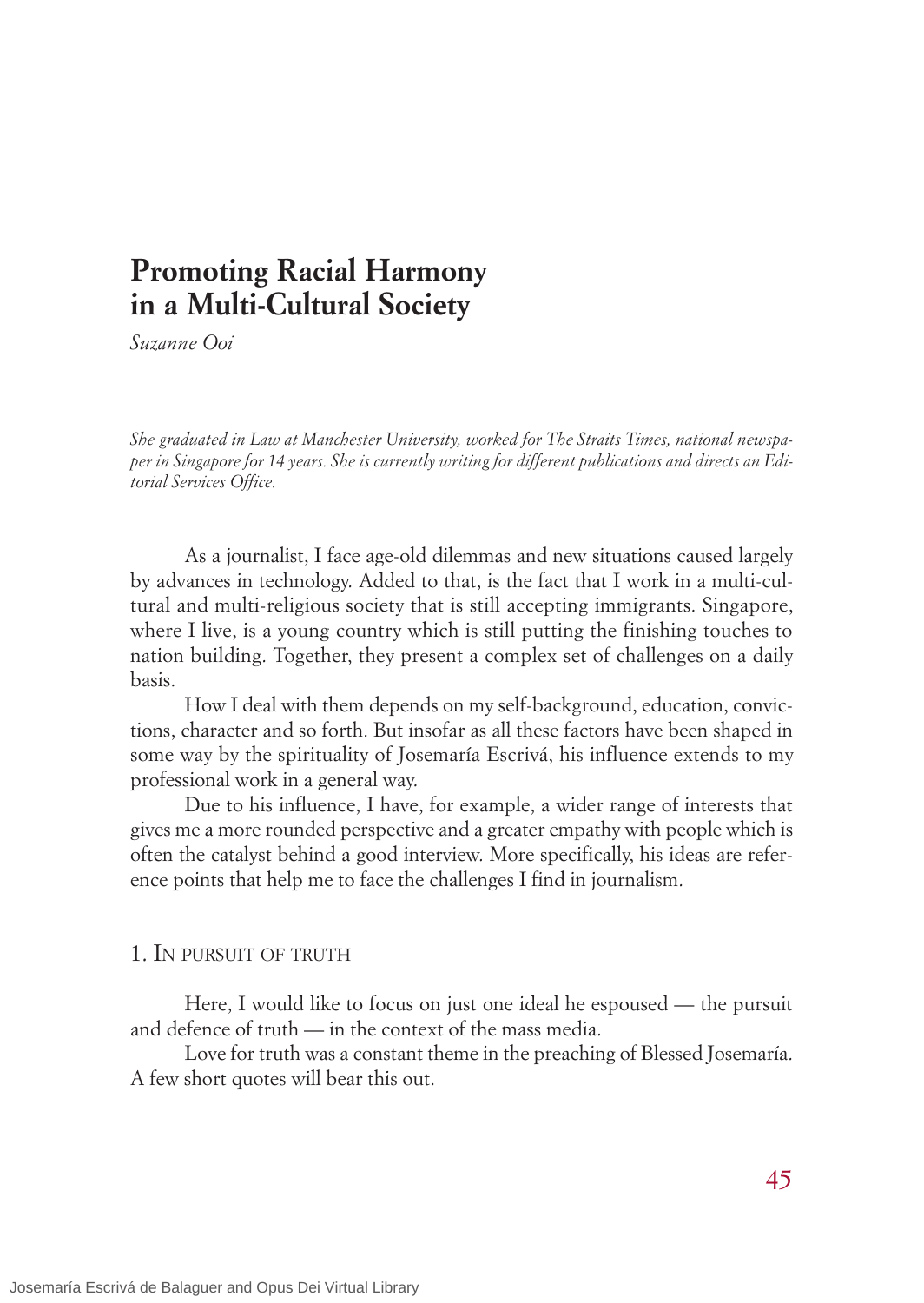# Promoting Racial Harmony in a Multi-Cultural Society

*Suzanne Ooi*

*She graduated in Law at Manchester University, worked for The Straits Times, national newspaper in Singapore for 14 years. She is currently writing for different publications and directs an Editorial Services Office.*

As a journalist, I face age-old dilemmas and new situations caused largely by advances in technology. Added to that, is the fact that I work in a multi-cultural and multi-religious society that is still accepting immigrants. Singapore, where I live, is a young country which is still putting the finishing touches to nation building. Together, they present a complex set of challenges on a daily basis.

How I deal with them depends on my self-background, education, convictions, character and so forth. But insofar as all these factors have been shaped in some way by the spirituality of Josemaría Escrivá, his influence extends to my professional work in a general way.

Due to his influence, I have, for example, a wider range of interests that gives me a more rounded perspective and a greater empathy with people which is often the catalyst behind a good interview. More specifically, his ideas are reference points that help me to face the challenges I find in journalism.

## 1. In pursuit of truth

Here, I would like to focus on just one ideal he espoused — the pursuit and defence of truth — in the context of the mass media.

Love for truth was a constant theme in the preaching of Blessed Josemaría. A few short quotes will bear this out.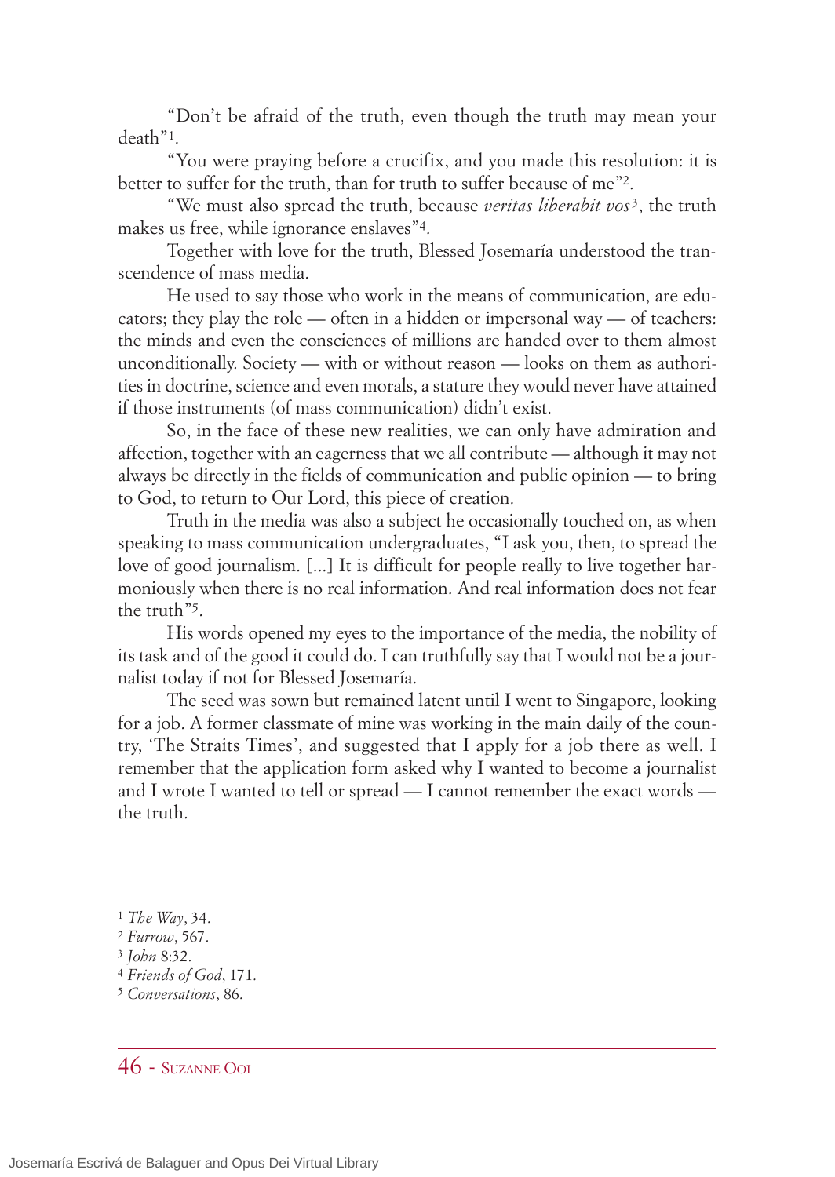"Don't be afraid of the truth, even though the truth may mean your death"[1].

"You were praying before a crucifix, and you made this resolution: it is better to suffer for the truth, than for truth to suffer because of me"[2].

"We must also spread the truth, because *veritas liberabit vos*[3], the truth makes us free, while ignorance enslaves"[4].

Together with love for the truth, Blessed Josemaría understood the transcendence of mass media.

He used to say those who work in the means of communication, are educators; they play the role — often in a hidden or impersonal way — of teachers: the minds and even the consciences of millions are handed over to them almost unconditionally. Society — with or without reason — looks on them as authorities in doctrine, science and even morals, a stature they would never have attained if those instruments (of mass communication) didn't exist.

So, in the face of these new realities, we can only have admiration and affection, together with an eagerness that we all contribute — although it may not always be directly in the fields of communication and public opinion — to bring to God, to return to Our Lord, this piece of creation.

Truth in the media was also a subject he occasionally touched on, as when speaking to mass communication undergraduates, "I ask you, then, to spread the love of good journalism. [...] It is difficult for people really to live together harmoniously when there is no real information. And real information does not fear the truth"[5].

His words opened my eyes to the importance of the media, the nobility of its task and of the good it could do. I can truthfully say that I would not be a journalist today if not for Blessed Josemaría.

The seed was sown but remained latent until I went to Singapore, looking for a job. A former classmate of mine was working in the main daily of the country, 'The Straits Times', and suggested that I apply for a job there as well. I remember that the application form asked why I wanted to become a journalist and I wrote I wanted to tell or spread — I cannot remember the exact words — the truth.

[1] *The Way*, 34.
[2] *Furrow*, 567.
[3] *John* 8:32.
[4] *Friends of God*, 171.
[5] *Conversations*, 86.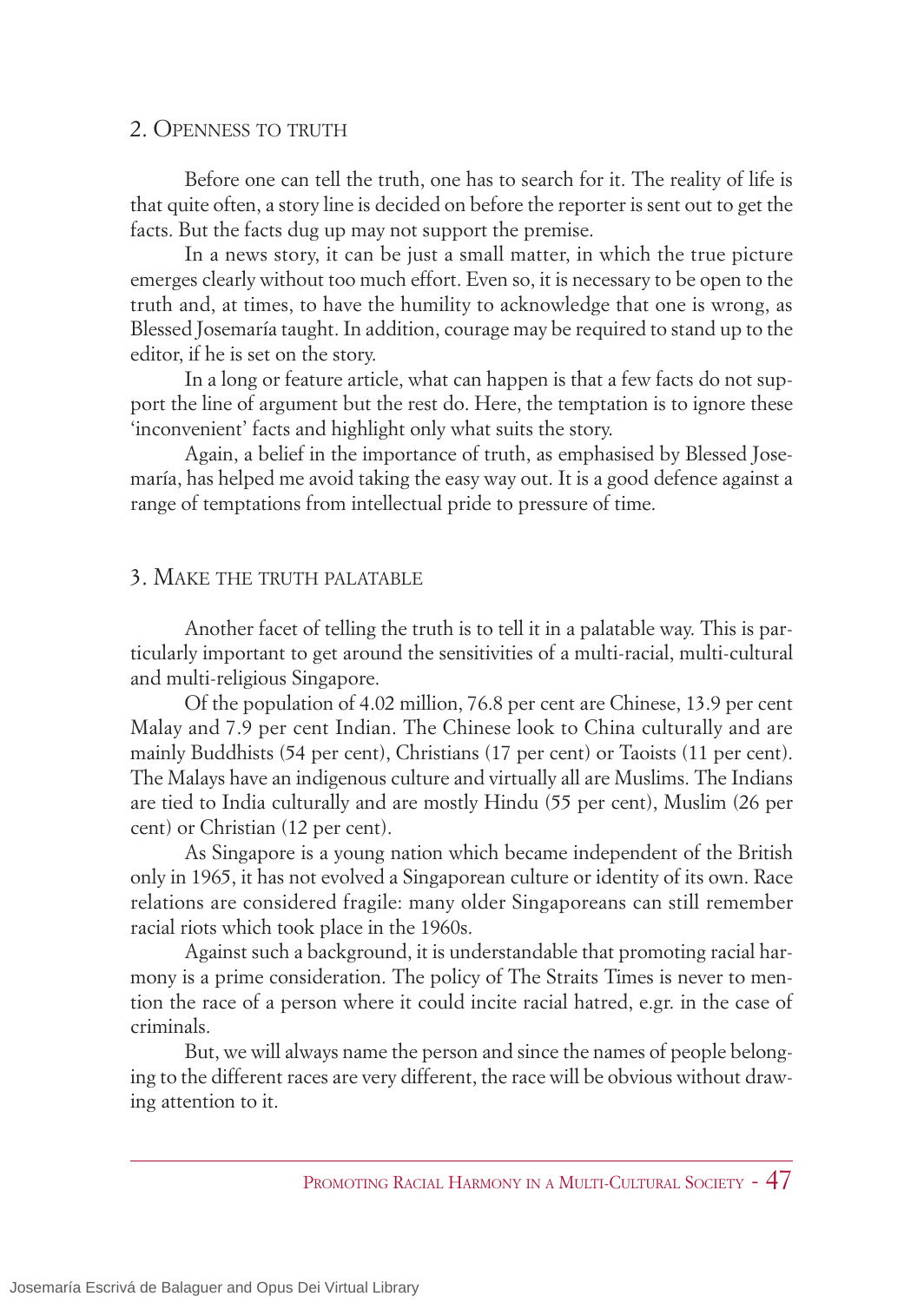## 2. Openness to truth

Before one can tell the truth, one has to search for it. The reality of life is that quite often, a story line is decided on before the reporter is sent out to get the facts. But the facts dug up may not support the premise.

In a news story, it can be just a small matter, in which the true picture emerges clearly without too much effort. Even so, it is necessary to be open to the truth and, at times, to have the humility to acknowledge that one is wrong, as Blessed Josemaría taught. In addition, courage may be required to stand up to the editor, if he is set on the story.

In a long or feature article, what can happen is that a few facts do not support the line of argument but the rest do. Here, the temptation is to ignore these 'inconvenient' facts and highlight only what suits the story.

Again, a belief in the importance of truth, as emphasised by Blessed Josemaría, has helped me avoid taking the easy way out. It is a good defence against a range of temptations from intellectual pride to pressure of time.

## 3. Make the truth palatable

Another facet of telling the truth is to tell it in a palatable way. This is particularly important to get around the sensitivities of a multi-racial, multi-cultural and multi-religious Singapore.

Of the population of 4.02 million, 76.8 per cent are Chinese, 13.9 per cent Malay and 7.9 per cent Indian. The Chinese look to China culturally and are mainly Buddhists (54 per cent), Christians (17 per cent) or Taoists (11 per cent). The Malays have an indigenous culture and virtually all are Muslims. The Indians are tied to India culturally and are mostly Hindu (55 per cent), Muslim (26 per cent) or Christian (12 per cent).

As Singapore is a young nation which became independent of the British only in 1965, it has not evolved a Singaporean culture or identity of its own. Race relations are considered fragile: many older Singaporeans can still remember racial riots which took place in the 1960s.

Against such a background, it is understandable that promoting racial harmony is a prime consideration. The policy of The Straits Times is never to mention the race of a person where it could incite racial hatred, e.gr. in the case of criminals.

But, we will always name the person and since the names of people belonging to the different races are very different, the race will be obvious without drawing attention to it.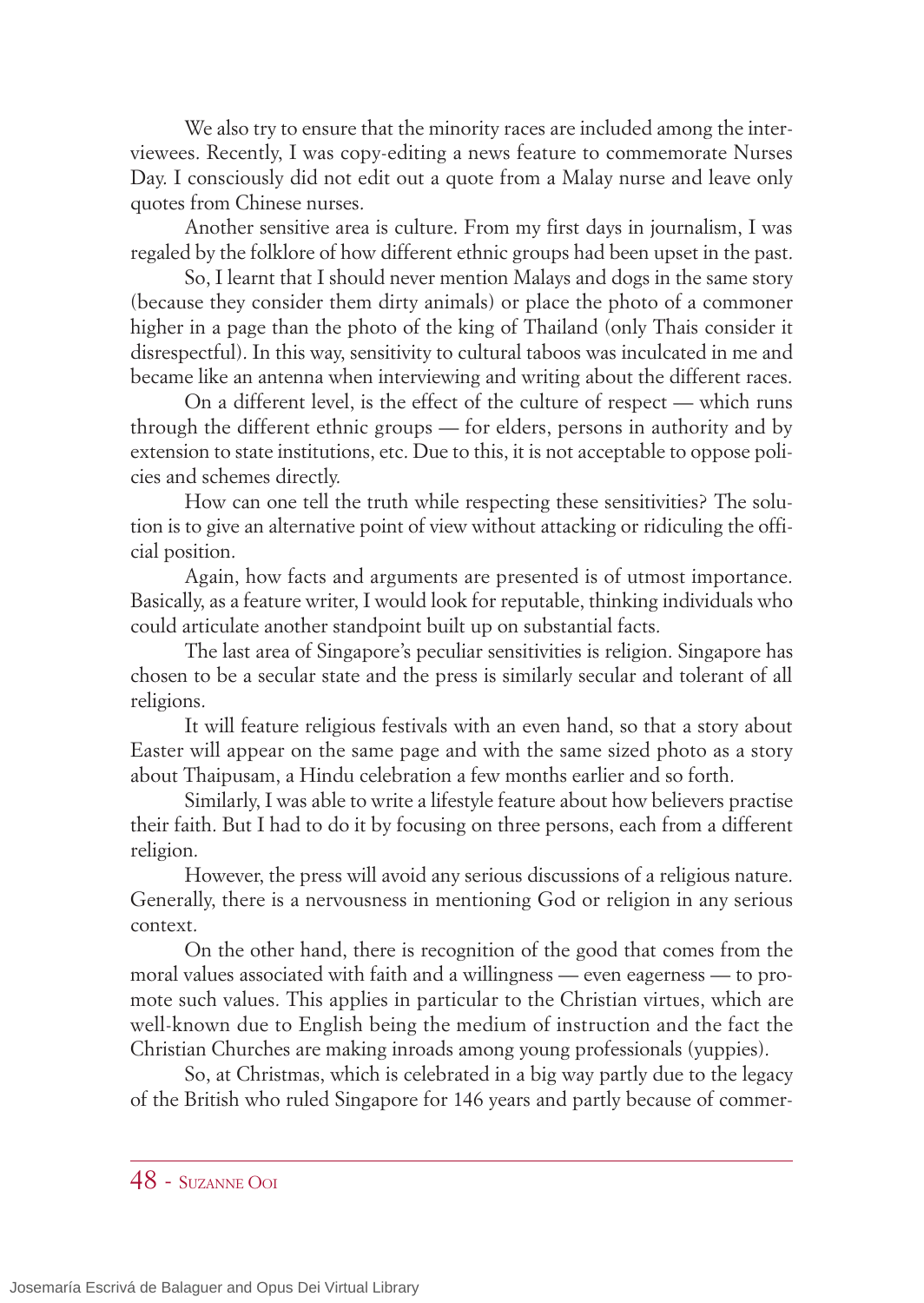We also try to ensure that the minority races are included among the interviewees. Recently, I was copy-editing a news feature to commemorate Nurses Day. I consciously did not edit out a quote from a Malay nurse and leave only quotes from Chinese nurses.

Another sensitive area is culture. From my first days in journalism, I was regaled by the folklore of how different ethnic groups had been upset in the past.

So, I learnt that I should never mention Malays and dogs in the same story (because they consider them dirty animals) or place the photo of a commoner higher in a page than the photo of the king of Thailand (only Thais consider it disrespectful). In this way, sensitivity to cultural taboos was inculcated in me and became like an antenna when interviewing and writing about the different races.

On a different level, is the effect of the culture of respect — which runs through the different ethnic groups — for elders, persons in authority and by extension to state institutions, etc. Due to this, it is not acceptable to oppose policies and schemes directly.

How can one tell the truth while respecting these sensitivities? The solution is to give an alternative point of view without attacking or ridiculing the official position.

Again, how facts and arguments are presented is of utmost importance. Basically, as a feature writer, I would look for reputable, thinking individuals who could articulate another standpoint built up on substantial facts.

The last area of Singapore's peculiar sensitivities is religion. Singapore has chosen to be a secular state and the press is similarly secular and tolerant of all religions.

It will feature religious festivals with an even hand, so that a story about Easter will appear on the same page and with the same sized photo as a story about Thaipusam, a Hindu celebration a few months earlier and so forth.

Similarly, I was able to write a lifestyle feature about how believers practise their faith. But I had to do it by focusing on three persons, each from a different religion.

However, the press will avoid any serious discussions of a religious nature. Generally, there is a nervousness in mentioning God or religion in any serious context.

On the other hand, there is recognition of the good that comes from the moral values associated with faith and a willingness — even eagerness — to promote such values. This applies in particular to the Christian virtues, which are well-known due to English being the medium of instruction and the fact the Christian Churches are making inroads among young professionals (yuppies).

So, at Christmas, which is celebrated in a big way partly due to the legacy of the British who ruled Singapore for 146 years and partly because of commer-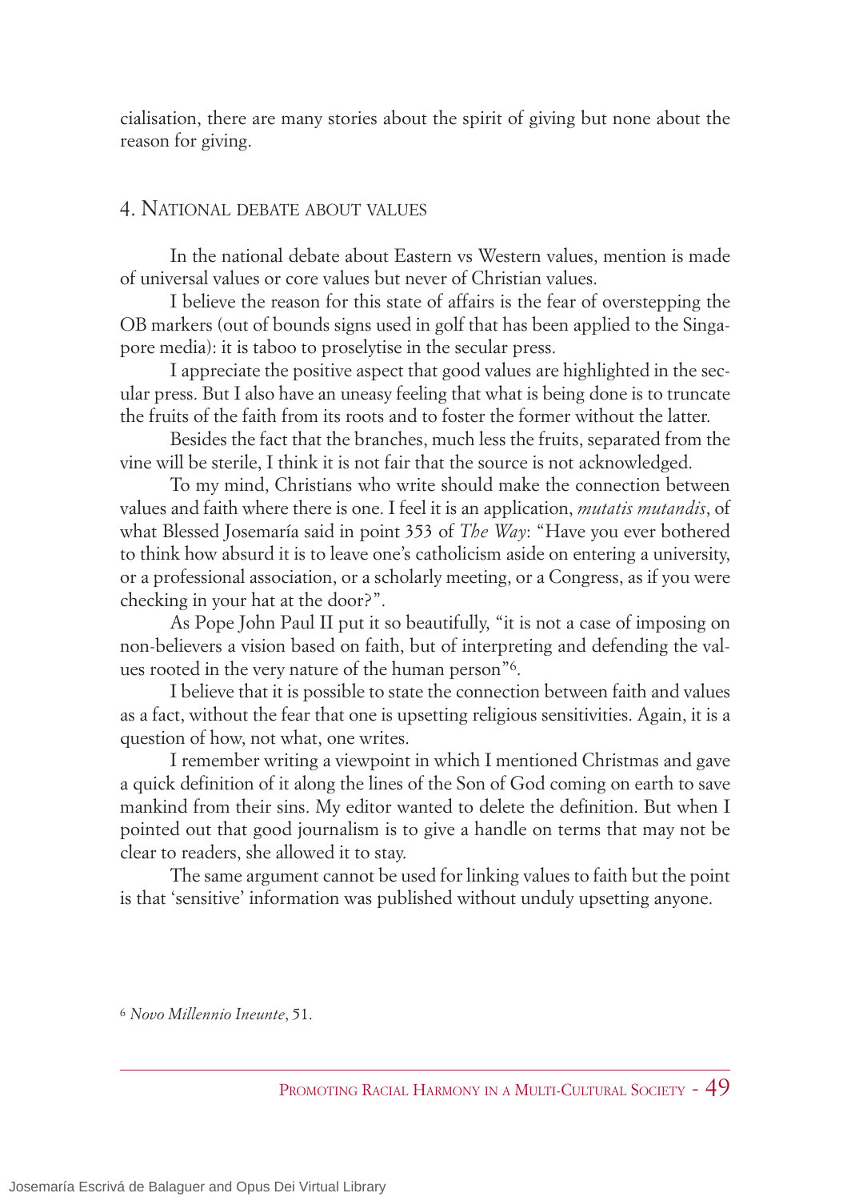cialisation, there are many stories about the spirit of giving but none about the reason for giving.

## 4. National debate about values

In the national debate about Eastern vs Western values, mention is made of universal values or core values but never of Christian values.

I believe the reason for this state of affairs is the fear of overstepping the OB markers (out of bounds signs used in golf that has been applied to the Singapore media): it is taboo to proselytise in the secular press.

I appreciate the positive aspect that good values are highlighted in the secular press. But I also have an uneasy feeling that what is being done is to truncate the fruits of the faith from its roots and to foster the former without the latter.

Besides the fact that the branches, much less the fruits, separated from the vine will be sterile, I think it is not fair that the source is not acknowledged.

To my mind, Christians who write should make the connection between values and faith where there is one. I feel it is an application, *mutatis mutandis*, of what Blessed Josemaría said in point 353 of *The Way*: "Have you ever bothered to think how absurd it is to leave one's catholicism aside on entering a university, or a professional association, or a scholarly meeting, or a Congress, as if you were checking in your hat at the door?".

As Pope John Paul II put it so beautifully, "it is not a case of imposing on non-believers a vision based on faith, but of interpreting and defending the values rooted in the very nature of the human person"[6].

I believe that it is possible to state the connection between faith and values as a fact, without the fear that one is upsetting religious sensitivities. Again, it is a question of how, not what, one writes.

I remember writing a viewpoint in which I mentioned Christmas and gave a quick definition of it along the lines of the Son of God coming on earth to save mankind from their sins. My editor wanted to delete the definition. But when I pointed out that good journalism is to give a handle on terms that may not be clear to readers, she allowed it to stay.

The same argument cannot be used for linking values to faith but the point is that 'sensitive' information was published without unduly upsetting anyone.

[6] *Novo Millennio Ineunte*, 51.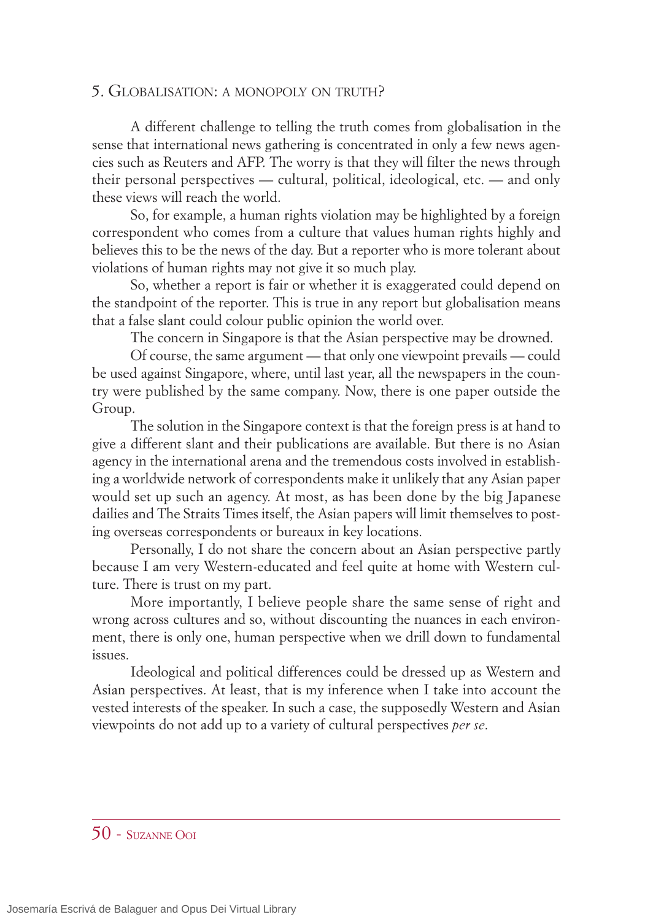## 5. Globalisation: a monopoly on truth?

A different challenge to telling the truth comes from globalisation in the sense that international news gathering is concentrated in only a few news agencies such as Reuters and AFP. The worry is that they will filter the news through their personal perspectives — cultural, political, ideological, etc. — and only these views will reach the world.

So, for example, a human rights violation may be highlighted by a foreign correspondent who comes from a culture that values human rights highly and believes this to be the news of the day. But a reporter who is more tolerant about violations of human rights may not give it so much play.

So, whether a report is fair or whether it is exaggerated could depend on the standpoint of the reporter. This is true in any report but globalisation means that a false slant could colour public opinion the world over.

The concern in Singapore is that the Asian perspective may be drowned.

Of course, the same argument — that only one viewpoint prevails — could be used against Singapore, where, until last year, all the newspapers in the country were published by the same company. Now, there is one paper outside the Group.

The solution in the Singapore context is that the foreign press is at hand to give a different slant and their publications are available. But there is no Asian agency in the international arena and the tremendous costs involved in establishing a worldwide network of correspondents make it unlikely that any Asian paper would set up such an agency. At most, as has been done by the big Japanese dailies and The Straits Times itself, the Asian papers will limit themselves to posting overseas correspondents or bureaux in key locations.

Personally, I do not share the concern about an Asian perspective partly because I am very Western-educated and feel quite at home with Western culture. There is trust on my part.

More importantly, I believe people share the same sense of right and wrong across cultures and so, without discounting the nuances in each environment, there is only one, human perspective when we drill down to fundamental issues.

Ideological and political differences could be dressed up as Western and Asian perspectives. At least, that is my inference when I take into account the vested interests of the speaker. In such a case, the supposedly Western and Asian viewpoints do not add up to a variety of cultural perspectives *per se*.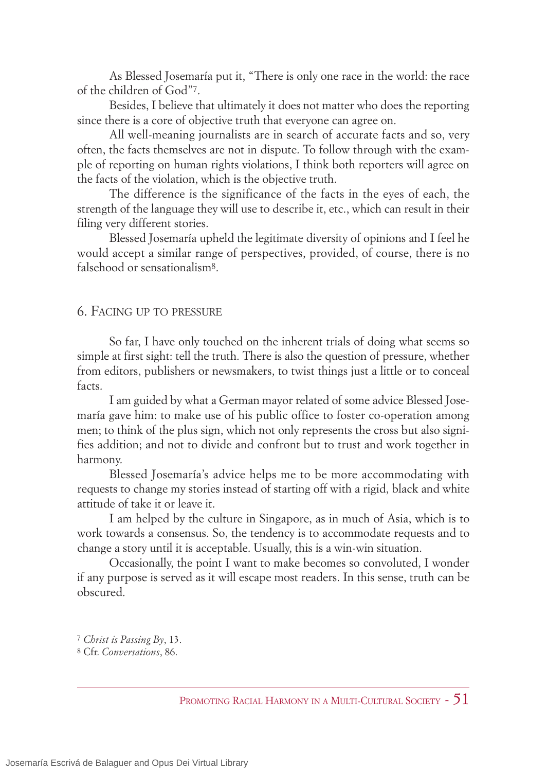As Blessed Josemaría put it, "There is only one race in the world: the race of the children of God"[7].

Besides, I believe that ultimately it does not matter who does the reporting since there is a core of objective truth that everyone can agree on.

All well-meaning journalists are in search of accurate facts and so, very often, the facts themselves are not in dispute. To follow through with the example of reporting on human rights violations, I think both reporters will agree on the facts of the violation, which is the objective truth.

The difference is the significance of the facts in the eyes of each, the strength of the language they will use to describe it, etc., which can result in their filing very different stories.

Blessed Josemaría upheld the legitimate diversity of opinions and I feel he would accept a similar range of perspectives, provided, of course, there is no falsehood or sensationalism[8].

## 6. Facing up to pressure

So far, I have only touched on the inherent trials of doing what seems so simple at first sight: tell the truth. There is also the question of pressure, whether from editors, publishers or newsmakers, to twist things just a little or to conceal facts.

I am guided by what a German mayor related of some advice Blessed Josemaría gave him: to make use of his public office to foster co-operation among men; to think of the plus sign, which not only represents the cross but also signifies addition; and not to divide and confront but to trust and work together in harmony.

Blessed Josemaría's advice helps me to be more accommodating with requests to change my stories instead of starting off with a rigid, black and white attitude of take it or leave it.

I am helped by the culture in Singapore, as in much of Asia, which is to work towards a consensus. So, the tendency is to accommodate requests and to change a story until it is acceptable. Usually, this is a win-win situation.

Occasionally, the point I want to make becomes so convoluted, I wonder if any purpose is served as it will escape most readers. In this sense, truth can be obscured.

---

[7] *Christ is Passing By*, 13.

[8] Cfr. *Conversations*, 86.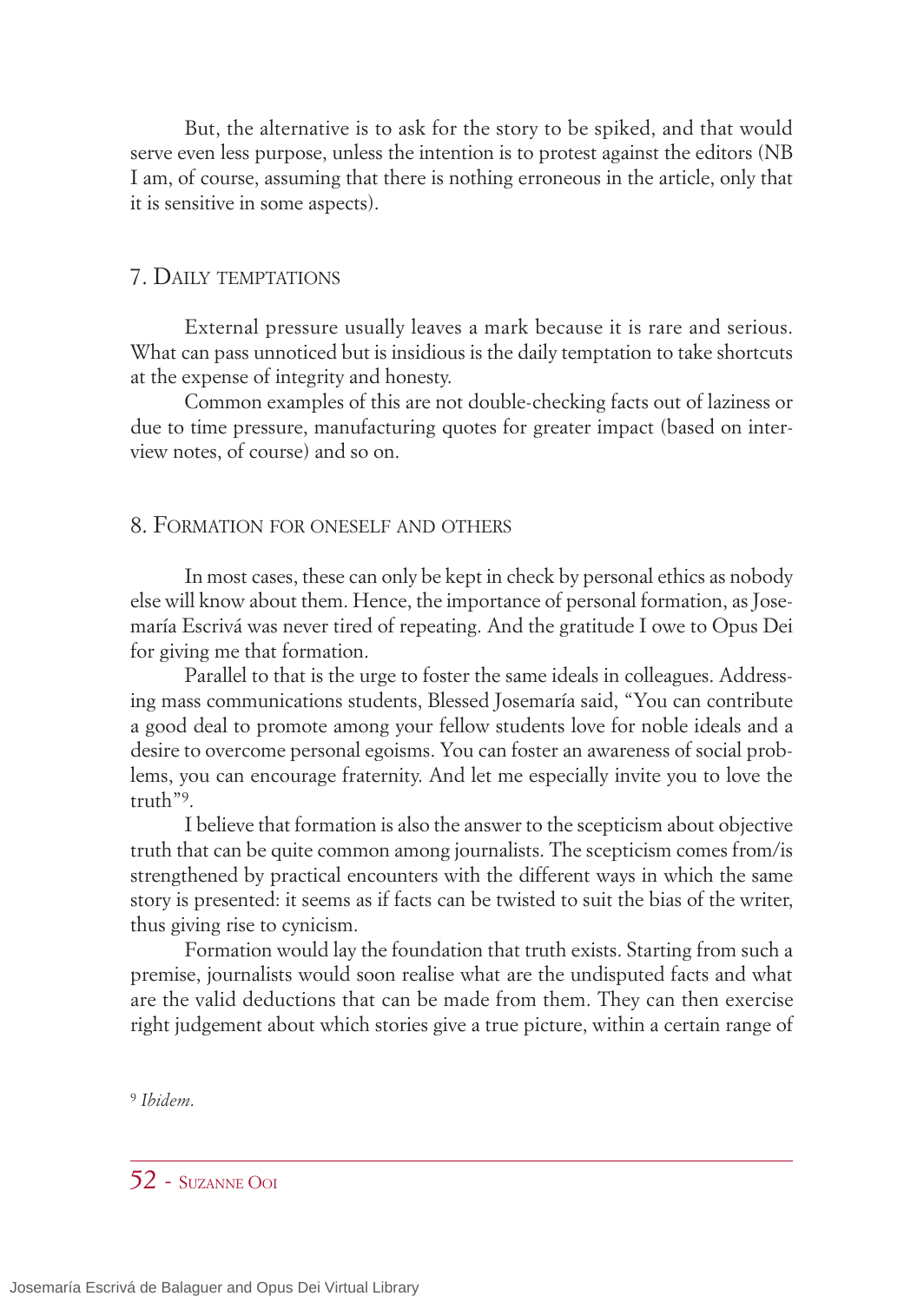But, the alternative is to ask for the story to be spiked, and that would serve even less purpose, unless the intention is to protest against the editors (NB I am, of course, assuming that there is nothing erroneous in the article, only that it is sensitive in some aspects).

## 7. Daily temptations

External pressure usually leaves a mark because it is rare and serious. What can pass unnoticed but is insidious is the daily temptation to take shortcuts at the expense of integrity and honesty.

Common examples of this are not double-checking facts out of laziness or due to time pressure, manufacturing quotes for greater impact (based on interview notes, of course) and so on.

## 8. Formation for oneself and others

In most cases, these can only be kept in check by personal ethics as nobody else will know about them. Hence, the importance of personal formation, as Josemaría Escrivá was never tired of repeating. And the gratitude I owe to Opus Dei for giving me that formation.

Parallel to that is the urge to foster the same ideals in colleagues. Addressing mass communications students, Blessed Josemaría said, "You can contribute a good deal to promote among your fellow students love for noble ideals and a desire to overcome personal egoisms. You can foster an awareness of social problems, you can encourage fraternity. And let me especially invite you to love the truth"[9].

I believe that formation is also the answer to the scepticism about objective truth that can be quite common among journalists. The scepticism comes from/is strengthened by practical encounters with the different ways in which the same story is presented: it seems as if facts can be twisted to suit the bias of the writer, thus giving rise to cynicism.

Formation would lay the foundation that truth exists. Starting from such a premise, journalists would soon realise what are the undisputed facts and what are the valid deductions that can be made from them. They can then exercise right judgement about which stories give a true picture, within a certain range of

[9] *Ibidem*.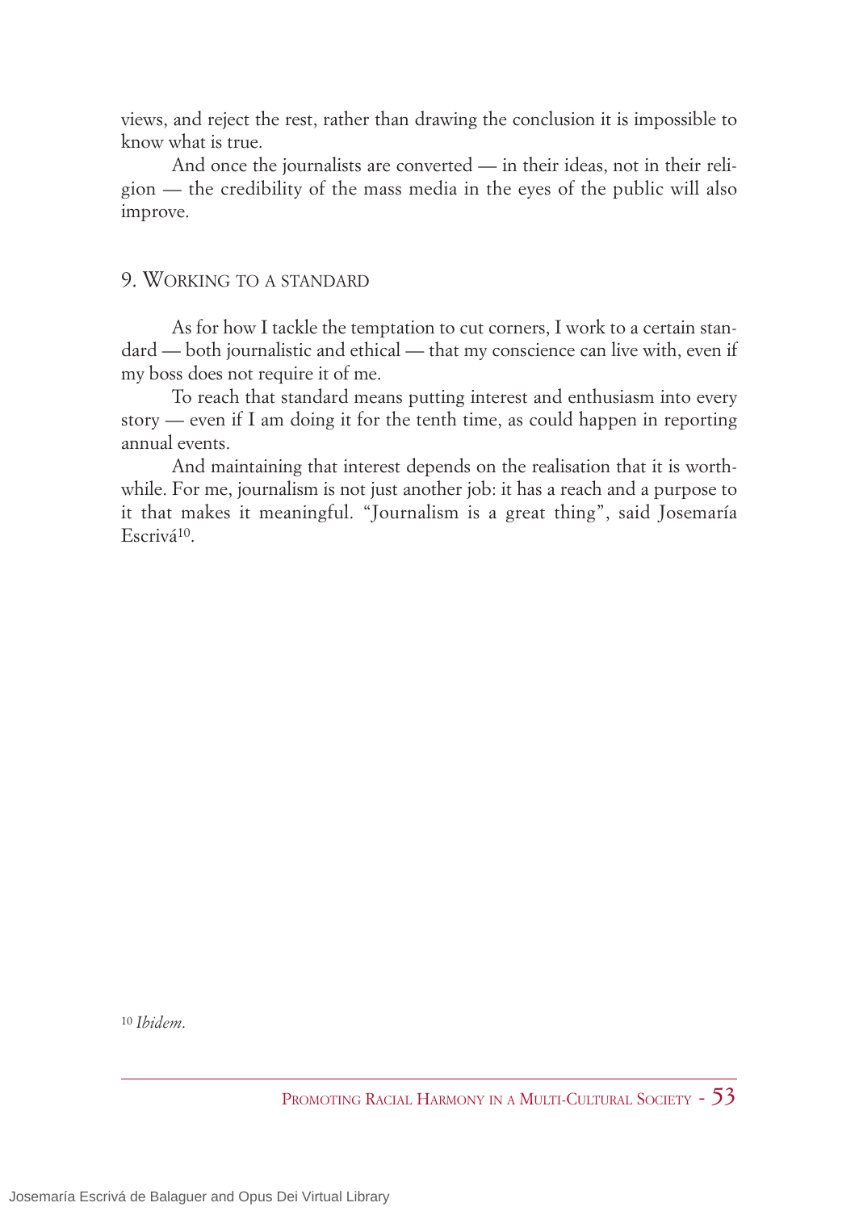views, and reject the rest, rather than drawing the conclusion it is impossible to know what is true.

And once the journalists are converted — in their ideas, not in their religion — the credibility of the mass media in the eyes of the public will also improve.

## 9. Working to a standard

As for how I tackle the temptation to cut corners, I work to a certain standard — both journalistic and ethical — that my conscience can live with, even if my boss does not require it of me.

To reach that standard means putting interest and enthusiasm into every story — even if I am doing it for the tenth time, as could happen in reporting annual events.

And maintaining that interest depends on the realisation that it is worthwhile. For me, journalism is not just another job: it has a reach and a purpose to it that makes it meaningful. "Journalism is a great thing", said Josemaría Escrivá[10].

[10] *Ibidem.*